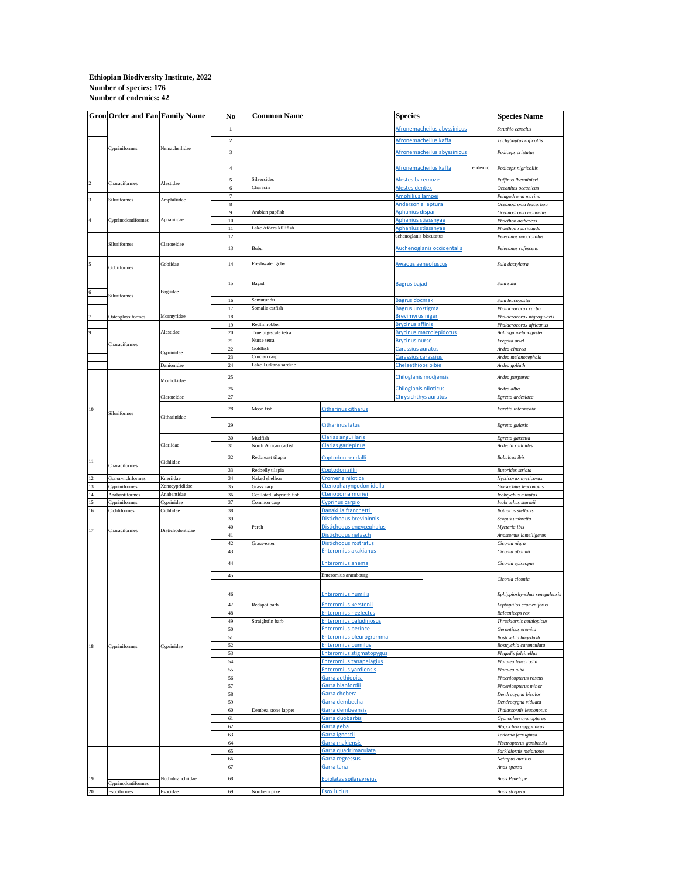**Ethiopian Biodiversity Institute, 2022**
**Number of species: 176**
**Number of endemics: 42**

| Grou | Order and Fam | Family Name | No | Common Name | Species | | Species Name |
|---|---|---|---|---|---|---|---|
| | | | 1 | | Afronemacheilus abyssinicus | | *Struthio camelus* |
| 1 | | | 2 | | Afronemacheilus kaffa | | *Tachybaptus ruficollis* |
| | Cypriniformes | Nemacheilidae | 3 | | Afronemacheilus abyssinicus | | *Podiceps cristatus* |
| | | | 4 | | Afronemacheilus kaffa | endemic | *Podiceps nigricollis* |
| 2 | Characiformes | Alestidae | 5 | Silversides | Alestes baremoze | | *Puffinus lherminieri* |
| | | | 6 | Characin | Alestes dentex | | *Oceanites oceanicus* |
| 3 | Siluriformes | Amphiliidae | 7 | | Amphilius lampei | | *Pelagodroma marina* |
| | | | 8 | | Andersonia leptura | | *Oceanodroma leucorhoa* |
| 4 | Cyprinodontiformes | Aphaniidae | 9 | Arabian pupfish | Aphanius dispar | | *Oceanodroma monorhis* |
| | | | 10 | | Aphanius stiassnyae | | *Phaethon aethereus* |
| | | | 11 | Lake Afdera killifish | Aphanius stiassnyae | | *Phaethon rubricauda* |
| | Siluriformes | Claroteidae | 12 | | uchenoglanis biscutatus | | *Pelecanus onocrotalus* |
| | | | 13 | Bubu | Auchenoglanis occidentalis | | *Pelecanus rufescens* |
| 5 | Gobiiformes | Gobiidae | 14 | Freshwater goby | Awaous aeneofuscus | | *Sula dactylatra* |
| 6 | Siluriformes | Bagridae | 15 | Bayad | Bagrus bajad | | *Sula sula* |
| | | | 16 | Semutundu | Bagrus docmak | | *Sula leucogaster* |
| | | | 17 | Somalia catfish | Bagrus urostigma | | *Phalacrocorax carbo* |
| 7 | Osteoglossiformes | Mormyridae | 18 | | Brevimyrus niger | | *Phalacrocorax nigrogularis* |
| 9 | Characiformes | Alestidae | 19 | Redfin robber | Brycinus affinis | | *Phalacrocorax africanus* |
| | | | 20 | True big-scale tetra | Brycinus macrolepidotus | | *Anhinga melanogaster* |
| | | | 21 | Nurse tetra | Brycinus nurse | | *Fregata ariel* |
| | | Cyprinidae | 22 | Goldfish | Carassius auratus | | *Ardea cinerea* |
| | | | 23 | Crucian carp | Carassius carassius | | *Ardea melanocephala* |
| | | Danionidae | 24 | Lake Turkana sardine | Chelaethiops bibie | | *Ardea goliath* |
| 10 | Siluriformes | Mochokidae | 25 | | Chiloglanis modjensis | | *Ardea purpurea* |
| | | | 26 | | Chiloglanis niloticus | | *Ardea alba* |
| | | Claroteidae | 27 | | Chrysichthys auratus | | *Egretta ardesiaca* |
| | | Citharinidae | 28 | Moon fish | Citharinus citharus | | *Egretta intermedia* |
| | | | 29 | | Citharinus latus | | *Egretta gularis* |
| | | Clariidae | 30 | Mudfish | Clarias anguillaris | | *Egretta garzetta* |
| | | | 31 | North African catfish | Clarias gariepinus | | *Ardeola ralloides* |
| 11 | Characiformes | Cichlidae | 32 | Redbreast tilapia | Coptodon rendalli | | *Bubulcus ibis* |
| | | | 33 | Redbelly tilapia | Coptodon zillii | | *Butorides striata* |
| 12 | Gonorynchiformes | Kneriidae | 34 | Naked shellear | Cromeria nilotica | | *Nycticorax nycticorax* |
| 13 | Cypriniformes | Xenocyprididae | 35 | Grass carp | Ctenopharyngodon idella | | *Gorsachius leuconotus* |
| 14 | Anabantiformes | Anabantidae | 36 | Ocellated labyrinth fish | Ctenopoma muriei | | *Ixobrychus minutus* |
| 15 | Cypriniformes | Cyprinidae | 37 | Common carp | Cyprinus carpio | | *Ixobrychus sturmii* |
| 16 | Cichliformes | Cichlidae | 38 | | Danakilia franchettii | | *Botaurus stellaris* |
| 17 | Characiformes | Distichodontidae | 39 | | Distichodus brevipinnis | | *Scopus umbretta* |
| | | | 40 | Perch | Distichodus engycephalus | | *Mycteria ibis* |
| | | | 41 | | Distichodus nefasch | | *Anastomus lamelligerus* |
| | | | 42 | Grass-eater | Distichodus rostratus | | *Ciconia nigra* |
| 18 | Cypriniformes | Cyprinidae | 43 | | Enteromius akakianus | | *Ciconia abdimii* |
| | | | 44 | | Enteromius anema | | *Ciconia episcopus* |
| | | | 45 | | Enteromius arambourg | | *Ciconia ciconia* |
| | | | 46 | | Enteromius humilis | | *Ephippiorhynchus senegalensis* |
| | | | 47 | Redspot barb | Enteromius kerstenii | | *Leptoptilos crumeniferus* |
| | | | 48 | | Enteromius neglectus | | *Balaeniceps rex* |
| | | | 49 | Straightfin barb | Enteromius paludinosus | | *Threskiornis aethiopicus* |
| | | | 50 | | Enteromius perince | | *Geronticus eremita* |
| | | | 51 | | Enteromius pleurogramma | | *Bostrychia hagedash* |
| | | | 52 | | Enteromius pumilus | | *Bostrychia carunculata* |
| | | | 53 | | Enteromius stigmatopygus | | *Plegadis falcinellus* |
| | | | 54 | | Enteromius tanapelagius | | *Platalea leucorodia* |
| | | | 55 | | Enteromius yardiensis | | *Platalea alba* |
| | | | 56 | | Garra aethiopica | | *Phoenicopterus roseus* |
| | | | 57 | | Garra blanfordii | | *Phoenicopterus minor* |
| | | | 58 | | Garra chebera | | *Dendrocygna bicolor* |
| | | | 59 | | Garra dembecha | | *Dendrocygna viduata* |
| | | | 60 | Dembea stone lapper | Garra dembeensis | | *Thalassornis leuconotus* |
| | | | 61 | | Garra duobarbis | | *Cyanochen cyanopterus* |
| | | | 62 | | Garra geba | | *Alopochen aegyptiacus* |
| | | | 63 | | Garra ignestii | | *Tadorna ferruginea* |
| | | | 64 | | Garra makiensis | | *Plectropterus gambensis* |
| | | | 65 | | Garra quadrimaculata | | *Sarkidiornis melanotos* |
| | | | 66 | | Garra regressus | | *Nettapus auritus* |
| | | | 67 | | Garra tana | | *Anas sparsa* |
| 19 | Cyprinodontiformes | Nothobranchiidae | 68 | | Epiplatys spilargyreius | | *Anas Penelope* |
| 20 | Esociformes | Esocidae | 69 | Northern pike | Esox lucius | | *Anas strepera* |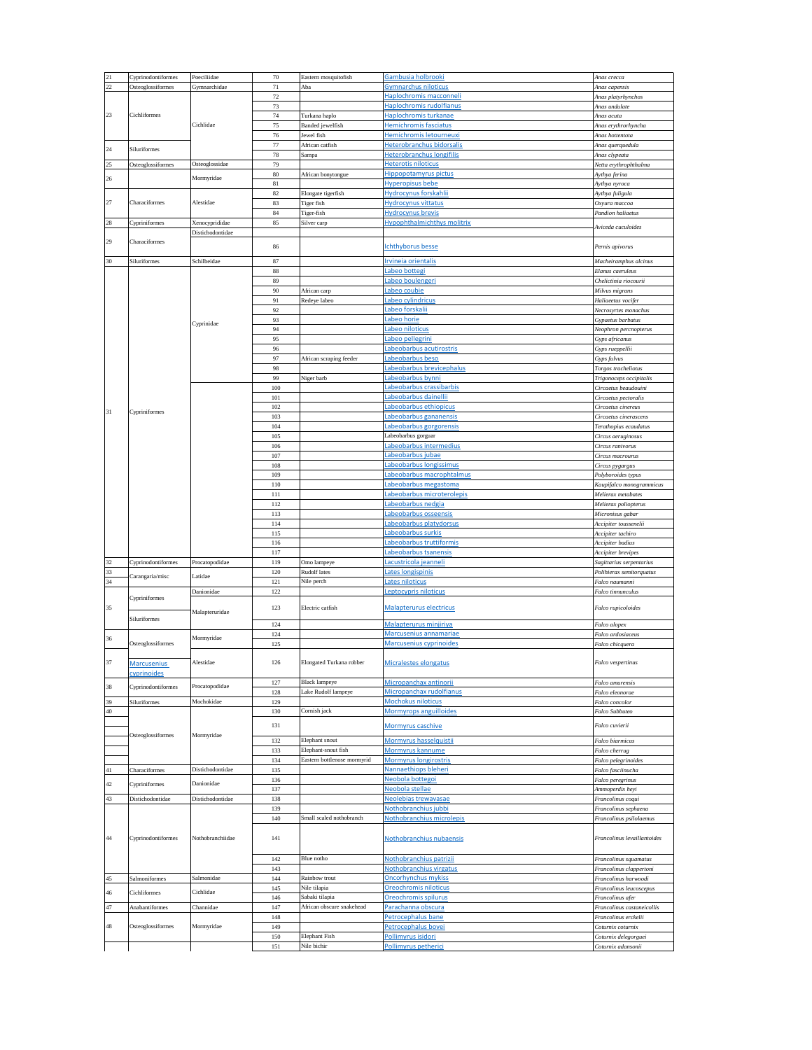| | | | | | | |
|---|---|---|---|---|---|---|
| 21 | Cyprinodontiformes | Poeciliidae | 70 | Eastern mosquitofish | Gambusia holbrooki | *Anas crecca* |
| 22 | Osteoglossiformes | Gymnarchidae | 71 | Aba | Gymnarchus niloticus | *Anas capensis* |
| 23 | Cichliformes | Cichlidae | 72 | | Haplochromis macconneli | *Anas platyrhynchos* |
| | | | 73 | | Haplochromis rudolfianus | *Anas undulate* |
| | | | 74 | Turkana haplo | Haplochromis turkanae | *Anas acuta* |
| | | | 75 | Banded jewelfish | Hemichromis fasciatus | *Anas erythrorhyncha* |
| | | | 76 | Jewel fish | Hemichromis letourneuxi | *Anas hottentota* |
| 24 | Siluriformes | | 77 | African catfish | Heterobranchus bidorsalis | *Anas querquedula* |
| | | | 78 | Sampa | Heterobranchus longifilis | *Anas clypeata* |
| 25 | Osteoglossiformes | Osteoglossidae | 79 | | Heterotis niloticus | *Netta erythrophthalma* |
| 26 | | Mormyridae | 80 | African bonytongue | Hippopotamyrus pictus | *Aythya ferina* |
| | | | 81 | | Hyperopisus bebe | *Aythya nyroca* |
| 27 | Characiformes | Alestidae | 82 | Elongate tigerfish | Hydrocynus forskahlii | *Aythya fuligula* |
| | | | 83 | Tiger fish | Hydrocynus vittatus | *Oxyura maccoa* |
| | | | 84 | Tiger-fish | Hydrocynus brevis | *Pandion haliaetus* |
| 28 | Cypriniformes | Xenocyprididae | 85 | Silver carp | Hypophthalmichthys molitrix | *Aviceda cuculoides* |
| 29 | Characiformes | Distichodontidae | 86 | | Ichthyborus besse | *Pernis apivorus* |
| 30 | Siluriformes | Schilbeidae | 87 | | Irvineia orientalis | *Macheiramphus alcinus* |
| 31 | Cypriniformes | Cyprinidae | 88 | | Labeo bottegi | *Elanus caeruleus* |
| | | | 89 | | Labeo boulengeri | *Chelictinia riocourii* |
| | | | 90 | African carp | Labeo coubie | *Milvus migrans* |
| | | | 91 | Redeye labeo | Labeo cylindricus | *Haliaeetus vocifer* |
| | | | 92 | | Labeo forskalii | *Necrosyrtes monachus* |
| | | | 93 | | Labeo horie | *Gypaetus barbatus* |
| | | | 94 | | Labeo niloticus | *Neophron percnopterus* |
| | | | 95 | | Labeo pellegrini | *Gyps africanus* |
| | | | 96 | | Labeobarbus acutirostris | *Gyps rueppellii* |
| | | | 97 | African scraping feeder | Labeobarbus beso | *Gyps fulvus* |
| | | | 98 | | Labeobarbus brevicephalus | *Torgos tracheliotus* |
| | | | 99 | Niger barb | Labeobarbus bynni | *Trigonoceps occipitalis* |
| | | | 100 | | Labeobarbus crassibarbis | *Circaetus beaudouini* |
| | | | 101 | | Labeobarbus dainellii | *Circaetus pectoralis* |
| | | | 102 | | Labeobarbus ethiopicus | *Circaetus cinereus* |
| | | | 103 | | Labeobarbus gananensis | *Circaetus cinerascens* |
| | | | 104 | | Labeobarbus gorgorensis | *Terathopius ecaudatus* |
| | | | 105 | | Labeobarbus gorguar | *Circus aeruginosus* |
| | | | 106 | | Labeobarbus intermedius | *Circus ranivorus* |
| | | | 107 | | Labeobarbus jubae | *Circus macrourus* |
| | | | 108 | | Labeobarbus longissimus | *Circus pygargus* |
| | | | 109 | | Labeobarbus macrophtalmus | *Polyboroides typus* |
| | | | 110 | | Labeobarbus megastoma | *Kaupifalco monogrammicus* |
| | | | 111 | | Labeobarbus microterolepis | *Melierax metabates* |
| | | | 112 | | Labeobarbus nedgia | *Melierax poliopterus* |
| | | | 113 | | Labeobarbus osseensis | *Micronisus gabar* |
| | | | 114 | | Labeobarbus platydorsus | *Accipiter toussenelii* |
| | | | 115 | | Labeobarbus surkis | *Accipiter tachiro* |
| | | | 116 | | Labeobarbus truttiformis | *Accipiter badius* |
| | | | 117 | | Labeobarbus tsanensis | *Accipiter brevipes* |
| 32 | Cyprinodontiformes | Procatopodidae | 119 | Omo lampeye | Lacustricola jeanneli | *Sagittarius serpentarius* |
| 33 | Carangaria/misc | Latidae | 120 | Rudolf lates | Lates longispinis | *Polihierax semitorquatus* |
| 34 | | | 121 | Nile perch | Lates niloticus | *Falco naumanni* |
| 35 | Cypriniformes | Danionidae | 122 | | Leptocypris niloticus | *Falco tinnunculus* |
| | Siluriformes | Malapteruridae | 123 | Electric catfish | Malapterurus electricus | *Falco rupicoloides* |
| | | | 124 | | Malapterurus minjiriya | *Falco alopex* |
| 36 | Osteoglossiformes | Mormyridae | 124 | | Marcusenius annamariae | *Falco ardosiaceus* |
| | | | 125 | | Marcusenius cyprinoides | *Falco chicquera* |
| 37 | Marcusenius cyprinoides | Alestidae | 126 | Elongated Turkana robber | Micralestes elongatus | *Falco vespertinus* |
| 38 | Cyprinodontiformes | Procatopodidae | 127 | Black lampeye | Micropanchax antinorii | *Falco amurensis* |
| | | | 128 | Lake Rudolf lampeye | Micropanchax rudolfianus | *Falco eleonorae* |
| 39 | Siluriformes | Mochokidae | 129 | | Mochokus niloticus | *Falco concolor* |
| 40 | Osteoglossiformes | Mormyridae | 130 | Cornish jack | Mormyrops anguilloides | *Falco Subbuteo* |
| | | | 131 | | Mormyrus caschive | *Falco cuvierii* |
| | | | 132 | Elephant snout | Mormyrus hasselquistii | *Falco biarmicus* |
| | | | 133 | Elephant-snout fish | Mormyrus kannume | *Falco cherrug* |
| | | | 134 | Eastern bottlenose mormyrid | Mormyrus longirostris | *Falco pelegrinoides* |
| 41 | Characiformes | Distichodontidae | 135 | | Nannaethiops bleheri | *Falco fasciinucha* |
| 42 | Cypriniformes | Danionidae | 136 | | Neobola bottegoi | *Falco peregrinus* |
| | | | 137 | | Neobola stellae | *Ammoperdix heyi* |
| 43 | Distichodontidae | Distichodontidae | 138 | | Neolebias trewavasae | *Francolinus coqui* |
| 44 | Cyprinodontiformes | Nothobranchiidae | 139 | | Nothobranchius jubbi | *Francolinus sephaena* |
| | | | 140 | Small scaled nothobranch | Nothobranchius microlepis | *Francolinus psilolaemus* |
| | | | 141 | | Nothobranchius nubaensis | *Francolinus levaillantoides* |
| | | | 142 | Blue notho | Nothobranchius patrizii | *Francolinus squamatus* |
| | | | 143 | | Nothobranchius virgatus | *Francolinus clappertoni* |
| 45 | Salmoniformes | Salmonidae | 144 | Rainbow trout | Oncorhynchus mykiss | *Francolinus harwoodi* |
| 46 | Cichliformes | Cichlidae | 145 | Nile tilapia | Oreochromis niloticus | *Francolinus leucoscepus* |
| | | | 146 | Sabaki tilapia | Oreochromis spilurus | *Francolinus afer* |
| 47 | Anabantiformes | Channidae | 147 | African obscure snakehead | Parachanna obscura | *Francolinus castaneicollis* |
| 48 | Osteoglossiformes | Mormyridae | 148 | | Petrocephalus bane | *Francolinus erckelii* |
| | | | 149 | | Petrocephalus bovei | *Coturnix coturnix* |
| | | | 150 | Elephant Fish | Pollimyrus isidori | *Coturnix delegorguei* |
| | | | 151 | Nile bichir | Pollimyrus petherici | *Coturnix adansonii* |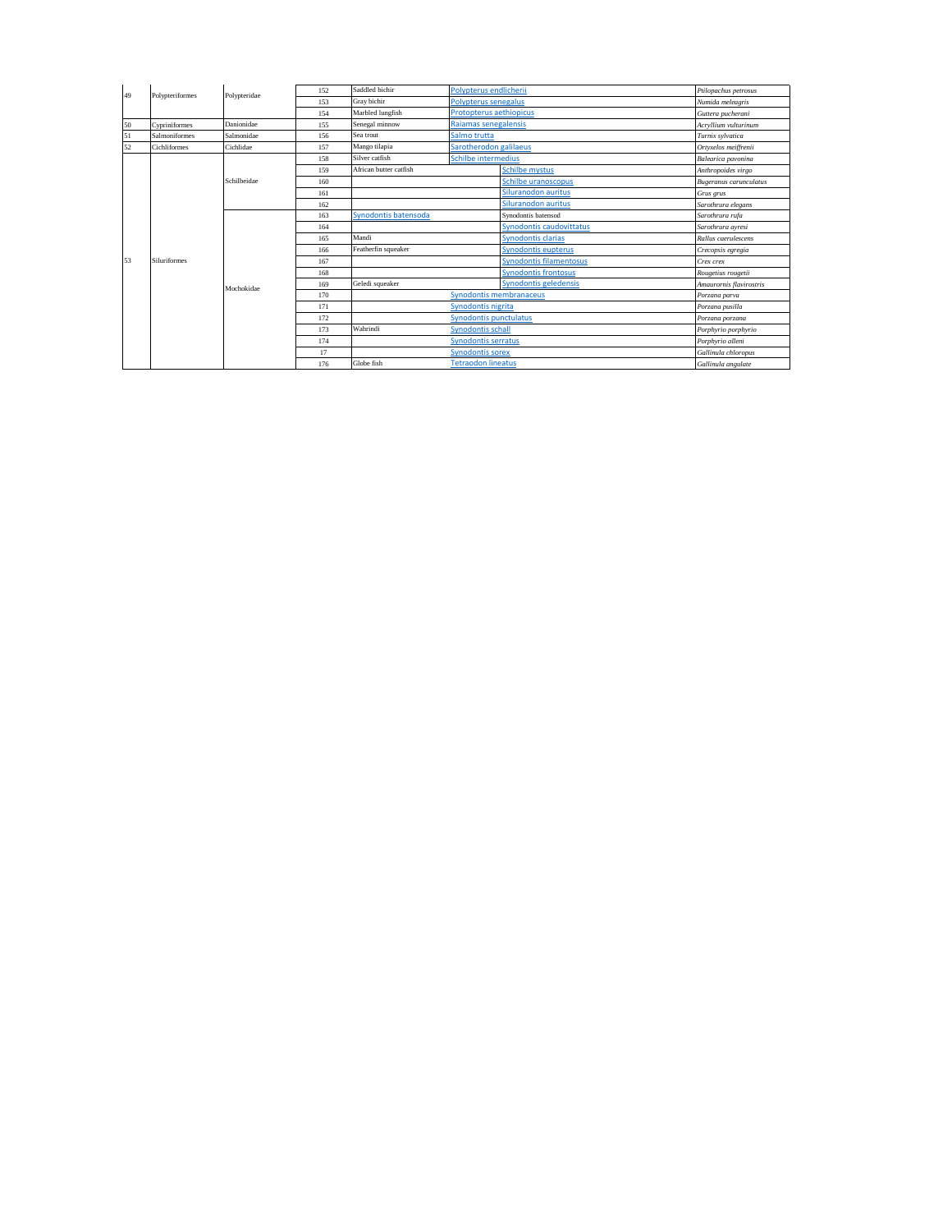| | | | | | | |
|---|---|---|---|---|---|---|
| 49 | Polypteriformes | Polypteridae | 152 | Saddled bichir | Polypterus endlicherii | *Ptilopachus petrosus* |
| | | | 153 | Gray bichir | Polypterus senegalus | *Numida meleagris* |
| | | | 154 | Marbled lungfish | Protopterus aethiopicus | *Guttera pucherani* |
| 50 | Cypriniformes | Danionidae | 155 | Senegal minnow | Raiamas senegalensis | *Acryllium vulturinum* |
| 51 | Salmoniformes | Salmonidae | 156 | Sea trout | Salmo trutta | *Turnix sylvatica* |
| 52 | Cichliformes | Cichlidae | 157 | Mango tilapia | Sarotherodon galilaeus | *Ortyxelos meiffrenii* |
| 53 | Siluriformes | Schilbeidae | 158 | Silver catfish | Schilbe intermedius | *Balearica pavonina* |
| | | | 159 | African butter catfish | Schilbe mystus | *Anthropoides virgo* |
| | | | 160 | | Schilbe uranoscopus | *Bugeranus carunculatus* |
| | | | 161 | | Siluranodon auritus | *Grus grus* |
| | | | 162 | | Siluranodon auritus | *Sarothrura elegans* |
| | | Mochokidae | 163 | Synodontis batensoda | Synodontis batensod | *Sarothrura rufa* |
| | | | 164 | | Synodontis caudovittatus | *Sarothrura ayresi* |
| | | | 165 | Mandi | Synodontis clarias | *Rallus caerulescens* |
| | | | 166 | Featherfin squeaker | Synodontis eupterus | *Crecopsis egregia* |
| | | | 167 | | Synodontis filamentosus | *Crex crex* |
| | | | 168 | | Synodontis frontosus | *Rougetius rougetii* |
| | | | 169 | Geledi squeaker | Synodontis geledensis | *Amaurornis flavirostris* |
| | | | 170 | | Synodontis membranaceus | *Porzana parva* |
| | | | 171 | | Synodontis nigrita | *Porzana pusilla* |
| | | | 172 | | Synodontis punctulatus | *Porzana porzana* |
| | | | 173 | Wahrindi | Synodontis schall | *Porphyrio porphyrio* |
| | | | 174 | | Synodontis serratus | *Porphyrio alleni* |
| | | | 17 | | Synodontis sorex | *Gallinula chloropus* |
| | | | 176 | Globe fish | Tetraodon lineatus | *Gallinula angulate* |